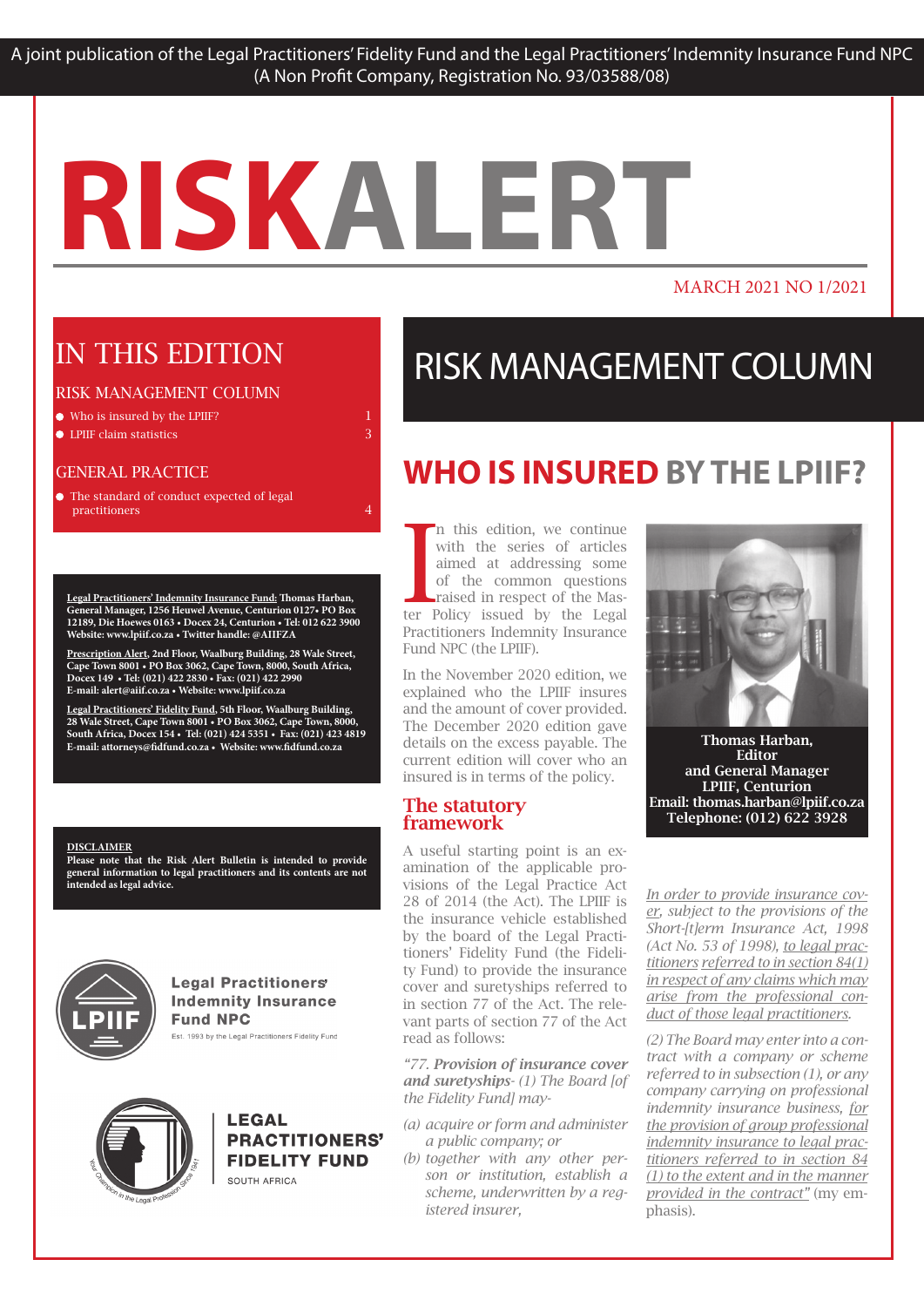A joint publication of the Legal Practitioners' Fidelity Fund and the Legal Practitioners' Indemnity Insurance Fund NPC (A Non Profit Company, Registration No. 93/03588/08)

# RISKALERT

MARCH 2021 NO 1/2021

## IN THIS EDITION

### RISK MANAGEMENT COLUMN

- Who is insured by the LPIIF? 1
- LPIIF claim statistics 3

### GENERAL PRACTICE

- The standard of conduct expected of legal practitioners 4

**Legal Practitioners' Indemnity Insurance Fund: Thomas Harban, General Manager, 1256 Heuwel Avenue, Centurion 0127• PO Box 12189, Die Hoewes 0163 • Docex 24, Centurion • Tel: 012 622 3900 Website: www.lpiif.co.za • Twitter handle: @AIIFZA**

**Prescription Alert, 2nd Floor, Waalburg Building, 28 Wale Street, Cape Town 8001 • PO Box 3062, Cape Town, 8000, South Africa, Docex 149 • Tel: (021) 422 2830 • Fax: (021) 422 2990 E-mail: alert@aiif.co.za • Website: www.lpiif.co.za**

**Legal Practitioners' Fidelity Fund, 5th Floor, Waalburg Building, 28 Wale Street, Cape Town 8001 • PO Box 3062, Cape Town, 8000, South Africa, Docex 154 • Tel: (021) 424 5351 • Fax: (021) 423 4819 E-mail: attorneys@fidfund.co.za • Website: www.fidfund.co.za**

**DISCLAIMER**
**Please note that the Risk Alert Bulletin is intended to provide general information to legal practitioners and its contents are not intended as legal advice.**

Legal Practitioners' Indemnity Insurance Fund NPC
Est. 1993 by the Legal Practitioners Fidelity Fund

LEGAL PRACTITIONERS' FIDELITY FUND
SOUTH AFRICA

# RISK MANAGEMENT COLUMN

## WHO IS INSURED BY THE LPIIF?

In this edition, we continue with the series of articles aimed at addressing some of the common questions raised in respect of the Master Policy issued by the Legal Practitioners Indemnity Insurance Fund NPC (the LPIIF).

In the November 2020 edition, we explained who the LPIIF insures and the amount of cover provided. The December 2020 edition gave details on the excess payable. The current edition will cover who an insured is in terms of the policy.

**Thomas Harban, Editor and General Manager LPIIF, Centurion Email: thomas.harban@lpiif.co.za Telephone: (012) 622 3928**

### The statutory framework

A useful starting point is an examination of the applicable provisions of the Legal Practice Act 28 of 2014 (the Act). The LPIIF is the insurance vehicle established by the board of the Legal Practitioners' Fidelity Fund (the Fidelity Fund) to provide the insurance cover and suretyships referred to in section 77 of the Act. The relevant parts of section 77 of the Act read as follows:

*"77. **Provision of insurance cover and suretyships**- (1) The Board [of the Fidelity Fund] may-*

*(a) acquire or form and administer a public company; or*

*(b) together with any other person or institution, establish a scheme, underwritten by a registered insurer,*

*In order to provide insurance cover*, *subject to the provisions of the Short-[t]erm Insurance Act, 1998 (Act No. 53 of 1998),* *to legal practitioners* *referred to in section 84(1)* *in respect of any claims which may arise from the professional conduct of those legal practitioners.*

*(2) The Board may enter into a contract with a company or scheme referred to in subsection (1), or any company carrying on professional indemnity insurance business,* *for the provision of group professional indemnity insurance to legal practitioners referred to in section 84 (1) to the extent and in the manner provided in the contract"* (my emphasis).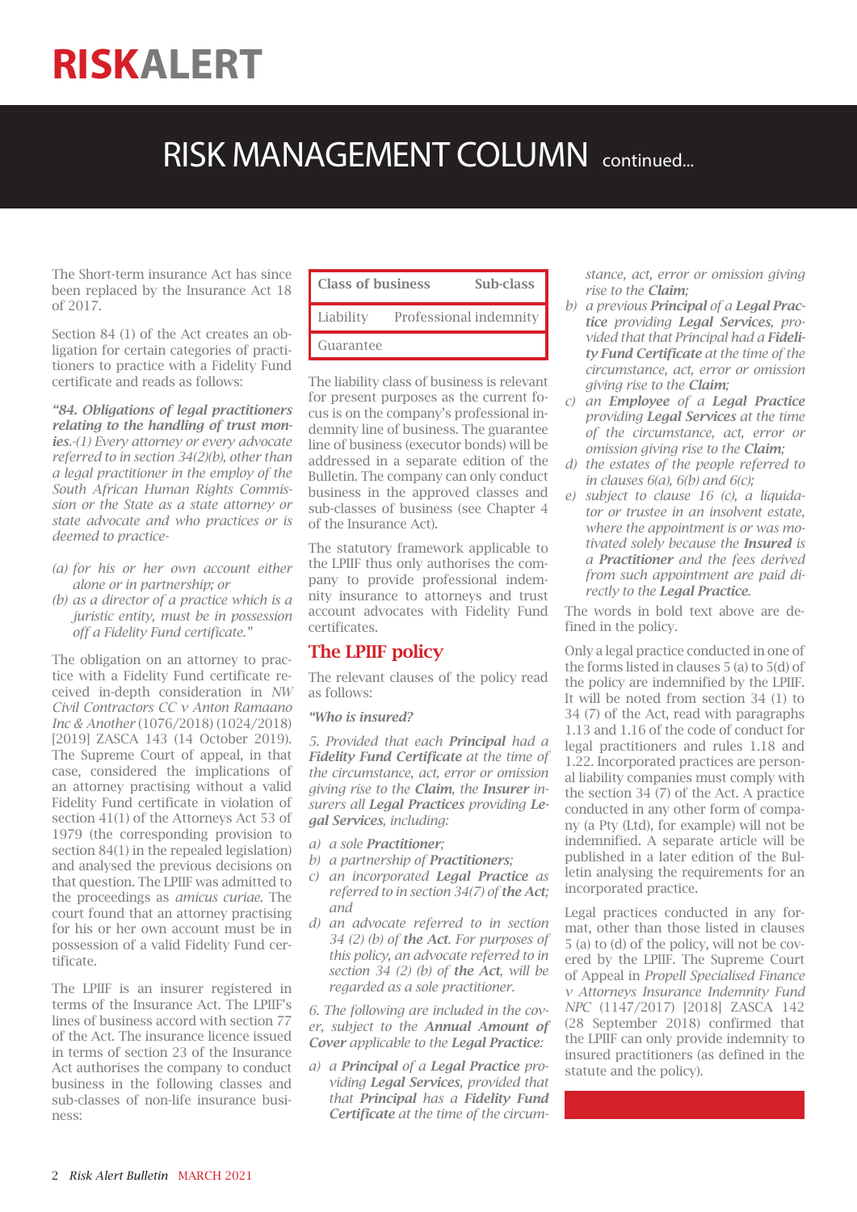# RISKALERT

## RISK MANAGEMENT COLUMN continued...

The Short-term insurance Act has since been replaced by the Insurance Act 18 of 2017.

Section 84 (1) of the Act creates an obligation for certain categories of practitioners to practice with a Fidelity Fund certificate and reads as follows:

*"84. **Obligations of legal practitioners relating to the handling of trust monies**.-(1) Every attorney or every advocate referred to in section 34(2)(b), other than a legal practitioner in the employ of the South African Human Rights Commission or the State as a state attorney or state advocate and who practices or is deemed to practice-*

*(a) for his or her own account either alone or in partnership; or*
*(b) as a director of a practice which is a juristic entity, must be in possession off a Fidelity Fund certificate."*

The obligation on an attorney to practice with a Fidelity Fund certificate received in-depth consideration in *NW Civil Contractors CC v Anton Ramaano Inc & Another* (1076/2018) (1024/2018) [2019] ZASCA 143 (14 October 2019). The Supreme Court of appeal, in that case, considered the implications of an attorney practising without a valid Fidelity Fund certificate in violation of section 41(1) of the Attorneys Act 53 of 1979 (the corresponding provision to section 84(1) in the repealed legislation) and analysed the previous decisions on that question. The LPIIF was admitted to the proceedings as *amicus curiae*. The court found that an attorney practising for his or her own account must be in possession of a valid Fidelity Fund certificate.

The LPIIF is an insurer registered in terms of the Insurance Act. The LPIIF's lines of business accord with section 77 of the Act. The insurance licence issued in terms of section 23 of the Insurance Act authorises the company to conduct business in the following classes and sub-classes of non-life insurance business:

| Class of business | Sub-class |
|---|---|
| Liability | Professional indemnity |
| Guarantee | |

The liability class of business is relevant for present purposes as the current focus is on the company's professional indemnity line of business. The guarantee line of business (executor bonds) will be addressed in a separate edition of the Bulletin. The company can only conduct business in the approved classes and sub-classes of business (see Chapter 4 of the Insurance Act).

The statutory framework applicable to the LPIIF thus only authorises the company to provide professional indemnity insurance to attorneys and trust account advocates with Fidelity Fund certificates.

## The LPIIF policy

The relevant clauses of the policy read as follows:

*"Who is insured?*

*5. Provided that each **Principal** had a **Fidelity Fund Certificate** at the time of the circumstance, act, error or omission giving rise to the **Claim**, the **Insurer** insurers all **Legal Practices** providing **Legal Services**, including:*

*a) a sole **Practitioner**;*
*b) a partnership of **Practitioners**;*
*c) an incorporated **Legal Practice** as referred to in section 34(7) of **the Act**; and*
*d) an advocate referred to in section 34 (2) (b) of **the Act**. For purposes of this policy, an advocate referred to in section 34 (2) (b) of **the Act**, will be regarded as a sole practitioner.*

*6. The following are included in the cover, subject to the **Annual Amount of Cover** applicable to the **Legal Practice**:*

*a) a **Principal** of a **Legal Practice** providing **Legal Services**, provided that that **Principal** has a **Fidelity Fund Certificate** at the time of the circumstance, act, error or omission giving rise to the **Claim**;*
*b) a previous **Principal** of a **Legal Practice** providing **Legal Services**, provided that that Principal had a **Fidelity Fund Certificate** at the time of the circumstance, act, error or omission giving rise to the **Claim**;*
*c) an **Employee** of a **Legal Practice** providing **Legal Services** at the time of the circumstance, act, error or omission giving rise to the **Claim**;*
*d) the estates of the people referred to in clauses 6(a), 6(b) and 6(c);*
*e) subject to clause 16 (c), a liquidator or trustee in an insolvent estate, where the appointment is or was motivated solely because the **Insured** is a **Practitioner** and the fees derived from such appointment are paid directly to the **Legal Practice**.*

The words in bold text above are defined in the policy.

Only a legal practice conducted in one of the forms listed in clauses 5 (a) to 5(d) of the policy are indemnified by the LPIIF. It will be noted from section 34 (1) to 34 (7) of the Act, read with paragraphs 1.13 and 1.16 of the code of conduct for legal practitioners and rules 1.18 and 1.22. Incorporated practices are personal liability companies must comply with the section 34 (7) of the Act. A practice conducted in any other form of company (a Pty (Ltd), for example) will not be indemnified. A separate article will be published in a later edition of the Bulletin analysing the requirements for an incorporated practice.

Legal practices conducted in any format, other than those listed in clauses 5 (a) to (d) of the policy, will not be covered by the LPIIF. The Supreme Court of Appeal in *Propell Specialised Finance v Attorneys Insurance Indemnity Fund NPC* (1147/2017) [2018] ZASCA 142 (28 September 2018) confirmed that the LPIIF can only provide indemnity to insured practitioners (as defined in the statute and the policy).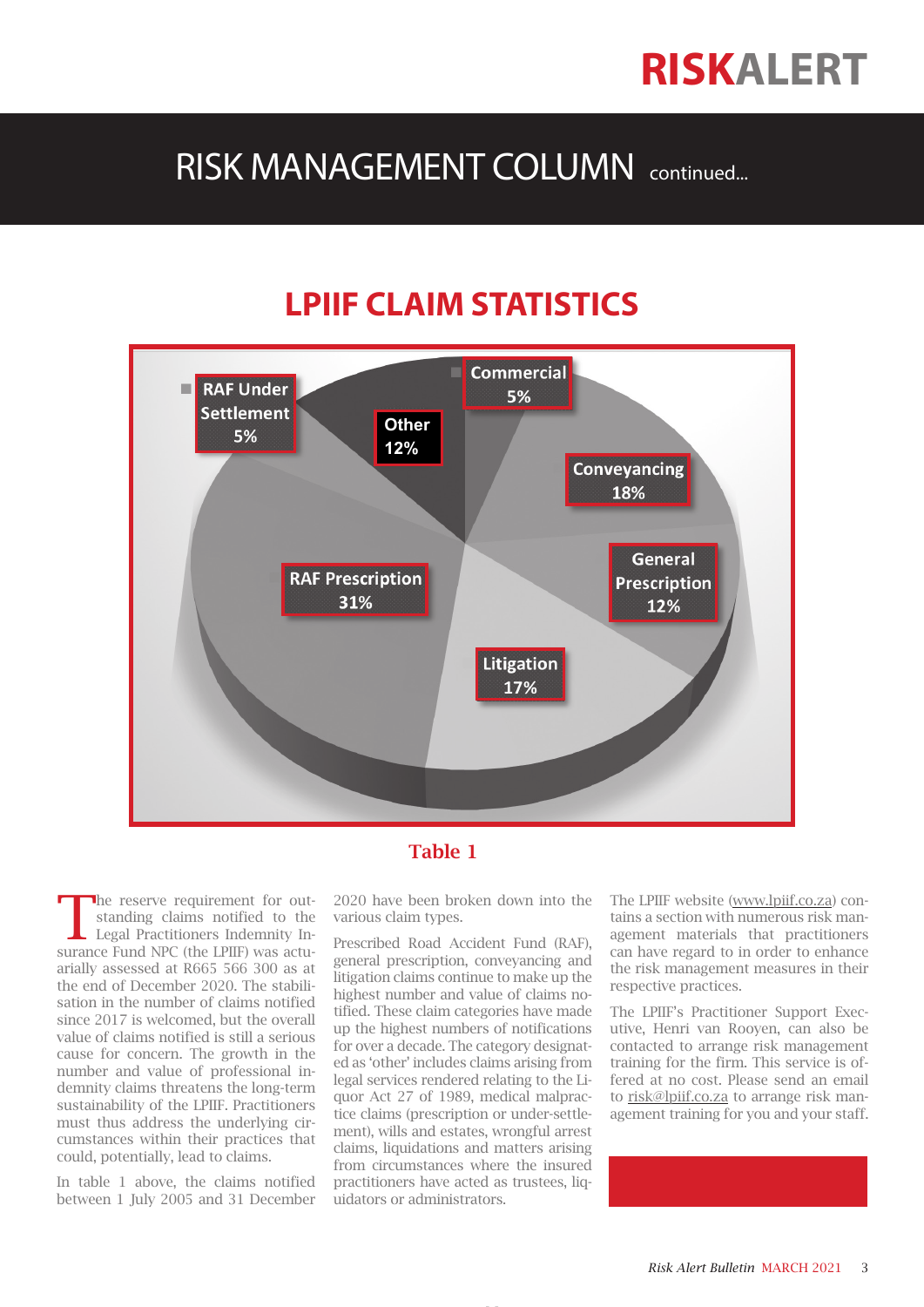# RISK MANAGEMENT COLUMN continued...

## LPIIF CLAIM STATISTICS

RAF Under Settlement 5%
Other 12%
Commercial 5%
Conveyancing 18%
General Prescription 12%
Litigation 17%
RAF Prescription 31%

**Table 1**

The reserve requirement for outstanding claims notified to the Legal Practitioners Indemnity Insurance Fund NPC (the LPIIF) was actuarially assessed at R665 566 300 as at the end of December 2020. The stabilisation in the number of claims notified since 2017 is welcomed, but the overall value of claims notified is still a serious cause for concern. The growth in the number and value of professional indemnity claims threatens the long-term sustainability of the LPIIF. Practitioners must thus address the underlying circumstances within their practices that could, potentially, lead to claims.

In table 1 above, the claims notified between 1 July 2005 and 31 December 2020 have been broken down into the various claim types.

Prescribed Road Accident Fund (RAF), general prescription, conveyancing and litigation claims continue to make up the highest number and value of claims notified. These claim categories have made up the highest numbers of notifications for over a decade. The category designated as 'other' includes claims arising from legal services rendered relating to the Liquor Act 27 of 1989, medical malpractice claims (prescription or under-settlement), wills and estates, wrongful arrest claims, liquidations and matters arising from circumstances where the insured practitioners have acted as trustees, liquidators or administrators.

The LPIIF website (www.lpiif.co.za) contains a section with numerous risk management materials that practitioners can have regard to in order to enhance the risk management measures in their respective practices.

The LPIIF's Practitioner Support Executive, Henri van Rooyen, can also be contacted to arrange risk management training for the firm. This service is offered at no cost. Please send an email to risk@lpiif.co.za to arrange risk management training for you and your staff.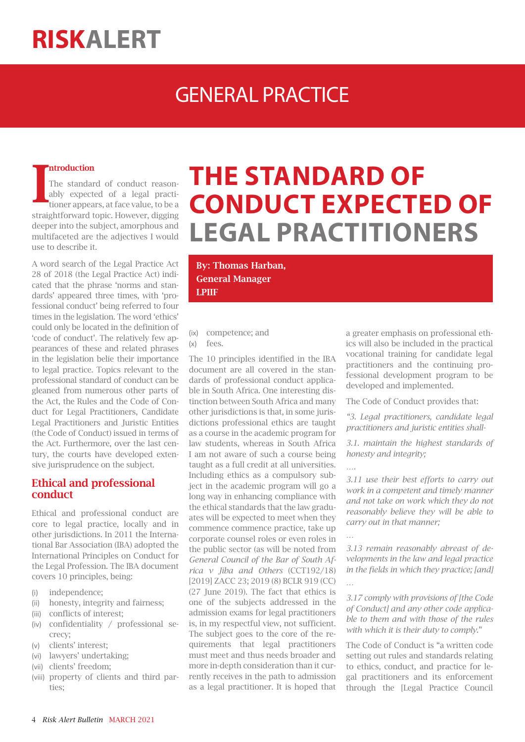# RISKALERT

## GENERAL PRACTICE

# THE STANDARD OF CONDUCT EXPECTED OF LEGAL PRACTITIONERS

**By: Thomas Harban, General Manager LPIIF**

## Introduction

The standard of conduct reasonably expected of a legal practitioner appears, at face value, to be a straightforward topic. However, digging deeper into the subject, amorphous and multifaceted are the adjectives I would use to describe it.

A word search of the Legal Practice Act 28 of 2018 (the Legal Practice Act) indicated that the phrase 'norms and standards' appeared three times, with 'professional conduct' being referred to four times in the legislation. The word 'ethics' could only be located in the definition of 'code of conduct'. The relatively few appearances of these and related phrases in the legislation belie their importance to legal practice. Topics relevant to the professional standard of conduct can be gleaned from numerous other parts of the Act, the Rules and the Code of Conduct for Legal Practitioners, Candidate Legal Practitioners and Juristic Entities (the Code of Conduct) issued in terms of the Act. Furthermore, over the last century, the courts have developed extensive jurisprudence on the subject.

## Ethical and professional conduct

Ethical and professional conduct are core to legal practice, locally and in other jurisdictions. In 2011 the International Bar Association (IBA) adopted the International Principles on Conduct for the Legal Profession. The IBA document covers 10 principles, being:

(i) independence;
(ii) honesty, integrity and fairness;
(iii) conflicts of interest;
(iv) confidentiality / professional secrecy;
(v) clients' interest;
(vi) lawyers' undertaking;
(vii) clients' freedom;
(viii) property of clients and third parties;
(ix) competence; and
(x) fees.

The 10 principles identified in the IBA document are all covered in the standards of professional conduct applicable in South Africa. One interesting distinction between South Africa and many other jurisdictions is that, in some jurisdictions professional ethics are taught as a course in the academic program for law students, whereas in South Africa I am not aware of such a course being taught as a full credit at all universities. Including ethics as a compulsory subject in the academic program will go a long way in enhancing compliance with the ethical standards that the law graduates will be expected to meet when they commence commence practice, take up corporate counsel roles or even roles in the public sector (as will be noted from *General Council of the Bar of South Africa v Jiba and Others* (CCT192/18) [2019] ZACC 23; 2019 (8) BCLR 919 (CC) (27 June 2019). The fact that ethics is one of the subjects addressed in the admission exams for legal practitioners is, in my respectful view, not sufficient. The subject goes to the core of the requirements that legal practitioners must meet and thus needs broader and more in-depth consideration than it currently receives in the path to admission as a legal practitioner. It is hoped that a greater emphasis on professional ethics will also be included in the practical vocational training for candidate legal practitioners and the continuing professional development program to be developed and implemented.

The Code of Conduct provides that:

*"3. Legal practitioners, candidate legal practitioners and juristic entities shall-*

*3.1. maintain the highest standards of honesty and integrity;*

*….*

*3.11 use their best efforts to carry out work in a competent and timely manner and not take on work which they do not reasonably believe they will be able to carry out in that manner;*

*…*

*3.13 remain reasonably abreast of developments in the law and legal practice in the fields in which they practice; [and]*

*…*

*3.17 comply with provisions of [the Code of Conduct] and any other code applicable to them and with those of the rules with which it is their duty to comply.*"

The Code of Conduct is "a written code setting out rules and standards relating to ethics, conduct, and practice for legal practitioners and its enforcement through the [Legal Practice Council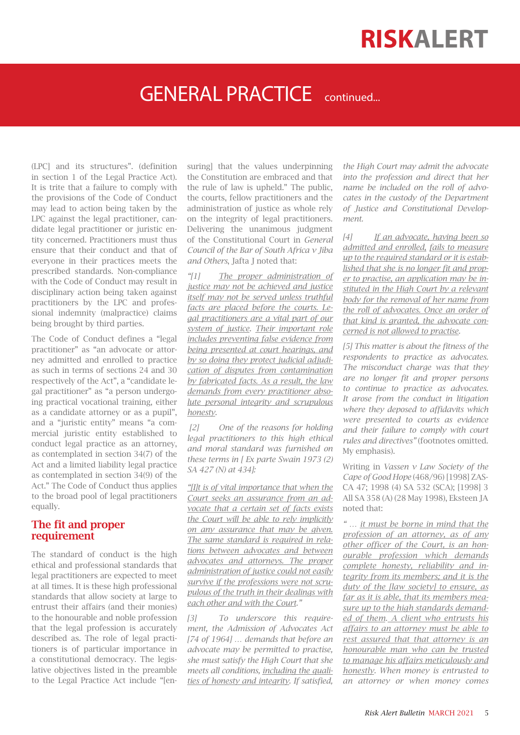## GENERAL PRACTICE continued...

(LPC] and its structures". (definition in section 1 of the Legal Practice Act). It is trite that a failure to comply with the provisions of the Code of Conduct may lead to action being taken by the LPC against the legal practitioner, candidate legal practitioner or juristic entity concerned. Practitioners must thus ensure that their conduct and that of everyone in their practices meets the prescribed standards. Non-compliance with the Code of Conduct may result in disciplinary action being taken against practitioners by the LPC and professional indemnity (malpractice) claims being brought by third parties.

The Code of Conduct defines a "legal practitioner" as "an advocate or attorney admitted and enrolled to practice as such in terms of sections 24 and 30 respectively of the Act", a "candidate legal practitioner" as "a person undergoing practical vocational training, either as a candidate attorney or as a pupil", and a "juristic entity" means "a commercial juristic entity established to conduct legal practice as an attorney, as contemplated in section 34(7) of the Act and a limited liability legal practice as contemplated in section 34(9) of the Act." The Code of Conduct thus applies to the broad pool of legal practitioners equally.

### The fit and proper requirement

The standard of conduct is the high ethical and professional standards that legal practitioners are expected to meet at all times. It is these high professional standards that allow society at large to entrust their affairs (and their monies) to the honourable and noble profession that the legal profession is accurately described as. The role of legal practitioners is of particular importance in a constitutional democracy. The legislative objectives listed in the preamble to the Legal Practice Act include "[ensuring] that the values underpinning the Constitution are embraced and that the rule of law is upheld." The public, the courts, fellow practitioners and the administration of justice as whole rely on the integrity of legal practitioners. Delivering the unanimous judgment of the Constitutional Court in *General Council of the Bar of South Africa v Jiba and Others*, Jafta J noted that:

*"[1] The proper administration of justice may not be achieved and justice itself may not be served unless truthful facts are placed before the courts. Legal practitioners are a vital part of our system of justice. Their important role includes preventing false evidence from being presented at court hearings, and by so doing they protect judicial adjudication of disputes from contamination by fabricated facts. As a result, the law demands from every practitioner absolute personal integrity and scrupulous honesty.*

*[2] One of the reasons for holding legal practitioners to this high ethical and moral standard was furnished on these terms in [ Ex parte Swain 1973 (2) SA 427 (N) at 434]:*

*"[I]t is of vital importance that when the Court seeks an assurance from an advocate that a certain set of facts exists the Court will be able to rely implicitly on any assurance that may be given. The same standard is required in relations between advocates and between advocates and attorneys. The proper administration of justice could not easily survive if the professions were not scrupulous of the truth in their dealings with each other and with the Court."*

*[3] To underscore this requirement, the Admission of Advocates Act [74 of 1964] … demands that before an advocate may be permitted to practise, she must satisfy the High Court that she meets all conditions, including the qualities of honesty and integrity. If satisfied, the High Court may admit the advocate into the profession and direct that her name be included on the roll of advocates in the custody of the Department of Justice and Constitutional Development.*

*[4] If an advocate, having been so admitted and enrolled, fails to measure up to the required standard or it is established that she is no longer fit and proper to practise, an application may be instituted in the High Court by a relevant body for the removal of her name from the roll of advocates. Once an order of that kind is granted, the advocate concerned is not allowed to practise.*

*[5] This matter is about the fitness of the respondents to practise as advocates. The misconduct charge was that they are no longer fit and proper persons to continue to practise as advocates. It arose from the conduct in litigation where they deposed to affidavits which were presented to courts as evidence and their failure to comply with court rules and directives"* (footnotes omitted. My emphasis).

Writing in *Vassen v Law Society of the Cape of Good Hope* (468/96) [1998] ZASCA 47; 1998 (4) SA 532 (SCA); [1998] 3 All SA 358 (A) (28 May 1998), Eksteen JA noted that:

*" … it must be borne in mind that the profession of an attorney, as of any other officer of the Court, is an honourable profession which demands complete honesty, reliability and integrity from its members; and it is the duty of the [law society] to ensure, as far as it is able, that its members measure up to the high standards demanded of them. A client who entrusts his affairs to an attorney must be able to rest assured that that attorney is an honourable man who can be trusted to manage his affairs meticulously and honestly. When money is entrusted to an attorney or when money comes*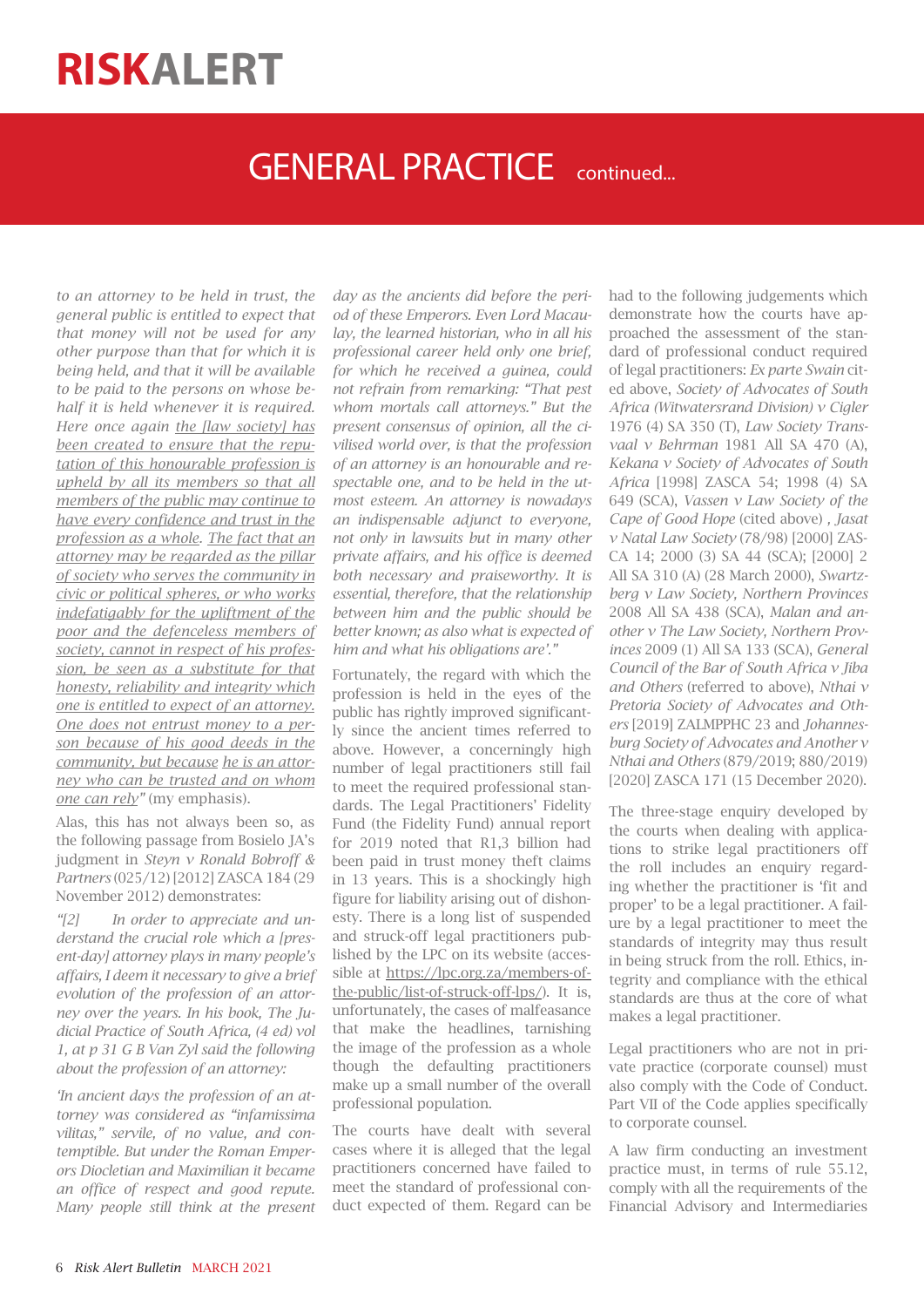# GENERAL PRACTICE continued...

*to an attorney to be held in trust, the general public is entitled to expect that that money will not be used for any other purpose than that for which it is being held, and that it will be available to be paid to the persons on whose behalf it is held whenever it is required. Here once again <u>the [law society] has been created to ensure that the reputation of this honourable profession is upheld by all its members so that all members of the public may continue to have every confidence and trust in the profession as a whole</u>. <u>The fact that an attorney may be regarded as the pillar of society who serves the community in civic or political spheres, or who works indefatigably for the upliftment of the poor and the defenceless members of society, cannot in respect of his profession, be seen as a substitute for that honesty, reliability and integrity which one is entitled to expect of an attorney. One does not entrust money to a person because of his good deeds in the community, but because</u> <u>he is an attorney who can be trusted and on whom one can rely</u>"* (my emphasis).

Alas, this has not always been so, as the following passage from Bosielo JA's judgment in *Steyn v Ronald Bobroff & Partners* (025/12) [2012] ZASCA 184 (29 November 2012) demonstrates:

*"[2] In order to appreciate and understand the crucial role which a [present-day] attorney plays in many people's affairs, I deem it necessary to give a brief evolution of the profession of an attorney over the years. In his book, The Judicial Practice of South Africa, (4 ed) vol 1, at p 31 G B Van Zyl said the following about the profession of an attorney:*

*'In ancient days the profession of an attorney was considered as "infamissima vilitas," servile, of no value, and contemptible. But under the Roman Emperors Diocletian and Maximilian it became an office of respect and good repute. Many people still think at the present day as the ancients did before the period of these Emperors. Even Lord Macaulay, the learned historian, who in all his professional career held only one brief, for which he received a guinea, could not refrain from remarking: "That pest whom mortals call attorneys." But the present consensus of opinion, all the civilised world over, is that the profession of an attorney is an honourable and respectable one, and to be held in the utmost esteem. An attorney is nowadays an indispensable adjunct to everyone, not only in lawsuits but in many other private affairs, and his office is deemed both necessary and praiseworthy. It is essential, therefore, that the relationship between him and the public should be better known; as also what is expected of him and what his obligations are'."*

Fortunately, the regard with which the profession is held in the eyes of the public has rightly improved significantly since the ancient times referred to above. However, a concerningly high number of legal practitioners still fail to meet the required professional standards. The Legal Practitioners' Fidelity Fund (the Fidelity Fund) annual report for 2019 noted that R1,3 billion had been paid in trust money theft claims in 13 years. This is a shockingly high figure for liability arising out of dishonesty. There is a long list of suspended and struck-off legal practitioners published by the LPC on its website (accessible at https://lpc.org.za/members-of-the-public/list-of-struck-off-lps/). It is, unfortunately, the cases of malfeasance that make the headlines, tarnishing the image of the profession as a whole though the defaulting practitioners make up a small number of the overall professional population.

The courts have dealt with several cases where it is alleged that the legal practitioners concerned have failed to meet the standard of professional conduct expected of them. Regard can be had to the following judgements which demonstrate how the courts have approached the assessment of the standard of professional conduct required of legal practitioners: *Ex parte Swain* cited above, *Society of Advocates of South Africa (Witwatersrand Division) v Cigler* 1976 (4) SA 350 (T), *Law Society Transvaal v Behrman* 1981 All SA 470 (A), *Kekana v Society of Advocates of South Africa* [1998] ZASCA 54; 1998 (4) SA 649 (SCA), *Vassen v Law Society of the Cape of Good Hope* (cited above) , *Jasat v Natal Law Society* (78/98) [2000] ZASCA 14; 2000 (3) SA 44 (SCA); [2000] 2 All SA 310 (A) (28 March 2000), *Swartzberg v Law Society, Northern Provinces* 2008 All SA 438 (SCA), *Malan and another v The Law Society, Northern Provinces* 2009 (1) All SA 133 (SCA), *General Council of the Bar of South Africa v Jiba and Others* (referred to above), *Nthai v Pretoria Society of Advocates and Others* [2019] ZALMPPHC 23 and *Johannesburg Society of Advocates and Another v Nthai and Others* (879/2019; 880/2019) [2020] ZASCA 171 (15 December 2020).

The three-stage enquiry developed by the courts when dealing with applications to strike legal practitioners off the roll includes an enquiry regarding whether the practitioner is 'fit and proper' to be a legal practitioner. A failure by a legal practitioner to meet the standards of integrity may thus result in being struck from the roll. Ethics, integrity and compliance with the ethical standards are thus at the core of what makes a legal practitioner.

Legal practitioners who are not in private practice (corporate counsel) must also comply with the Code of Conduct. Part VII of the Code applies specifically to corporate counsel.

A law firm conducting an investment practice must, in terms of rule 55.12, comply with all the requirements of the Financial Advisory and Intermediaries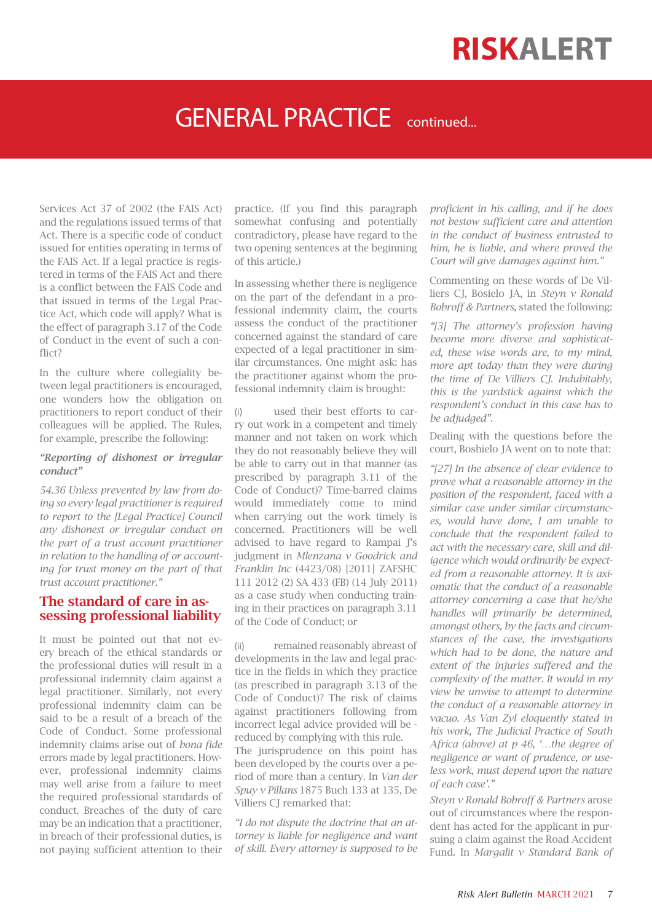# GENERAL PRACTICE continued...

Services Act 37 of 2002 (the FAIS Act) and the regulations issued terms of that Act. There is a specific code of conduct issued for entities operating in terms of the FAIS Act. If a legal practice is registered in terms of the FAIS Act and there is a conflict between the FAIS Code and that issued in terms of the Legal Practice Act, which code will apply? What is the effect of paragraph 3.17 of the Code of Conduct in the event of such a conflict?

In the culture where collegiality between legal practitioners is encouraged, one wonders how the obligation on practitioners to report conduct of their colleagues will be applied. The Rules, for example, prescribe the following:

***"Reporting of dishonest or irregular conduct"***

*54.36 Unless prevented by law from doing so every legal practitioner is required to report to the [Legal Practice] Council any dishonest or irregular conduct on the part of a trust account practitioner in relation to the handling of or accounting for trust money on the part of that trust account practitioner."*

## The standard of care in assessing professional liability

It must be pointed out that not every breach of the ethical standards or the professional duties will result in a professional indemnity claim against a legal practitioner. Similarly, not every professional indemnity claim can be said to be a result of a breach of the Code of Conduct. Some professional indemnity claims arise out of *bona fide* errors made by legal practitioners. However, professional indemnity claims may well arise from a failure to meet the required professional standards of conduct. Breaches of the duty of care may be an indication that a practitioner, in breach of their professional duties, is not paying sufficient attention to their practice. (If you find this paragraph somewhat confusing and potentially contradictory, please have regard to the two opening sentences at the beginning of this article.)

In assessing whether there is negligence on the part of the defendant in a professional indemnity claim, the courts assess the conduct of the practitioner concerned against the standard of care expected of a legal practitioner in similar circumstances. One might ask: has the practitioner against whom the professional indemnity claim is brought:

(i) used their best efforts to carry out work in a competent and timely manner and not taken on work which they do not reasonably believe they will be able to carry out in that manner (as prescribed by paragraph 3.11 of the Code of Conduct)? Time-barred claims would immediately come to mind when carrying out the work timely is concerned. Practitioners will be well advised to have regard to Rampai J's judgment in *Mlenzana v Goodrick and Franklin Inc* (4423/08) [2011] ZAFSHC 111 2012 (2) SA 433 (FB) (14 July 2011) as a case study when conducting training in their practices on paragraph 3.11 of the Code of Conduct; or

(ii) remained reasonably abreast of developments in the law and legal practice in the fields in which they practice (as prescribed in paragraph 3.13 of the Code of Conduct)? The risk of claims against practitioners following from incorrect legal advice provided will be reduced by complying with this rule.

The jurisprudence on this point has been developed by the courts over a period of more than a century. In *Van der Spuy v Pillans* 1875 Buch 133 at 135, De Villiers CJ remarked that:

*"I do not dispute the doctrine that an attorney is liable for negligence and want of skill. Every attorney is supposed to be proficient in his calling, and if he does not bestow sufficient care and attention in the conduct of business entrusted to him, he is liable, and where proved the Court will give damages against him."*

Commenting on these words of De Villiers CJ, Bosielo JA, in *Steyn v Ronald Bobroff & Partners*, stated the following:

*"[3] The attorney's profession having become more diverse and sophisticated, these wise words are, to my mind, more apt today than they were during the time of De Villiers CJ. Indubitably, this is the yardstick against which the respondent's conduct in this case has to be adjudged".*

Dealing with the questions before the court, Boshielo JA went on to note that:

*"[27] In the absence of clear evidence to prove what a reasonable attorney in the position of the respondent, faced with a similar case under similar circumstances, would have done, I am unable to conclude that the respondent failed to act with the necessary care, skill and diligence which would ordinarily be expected from a reasonable attorney. It is axiomatic that the conduct of a reasonable attorney concerning a case that he/she handles will primarily be determined, amongst others, by the facts and circumstances of the case, the investigations which had to be done, the nature and extent of the injuries suffered and the complexity of the matter. It would in my view be unwise to attempt to determine the conduct of a reasonable attorney in vacuo. As Van Zyl eloquently stated in his work, The Judicial Practice of South Africa (above) at p 46, '…the degree of negligence or want of prudence, or useless work, must depend upon the nature of each case'."*

*Steyn v Ronald Bobroff & Partners* arose out of circumstances where the respondent has acted for the applicant in pursuing a claim against the Road Accident Fund. In *Margalit v Standard Bank of*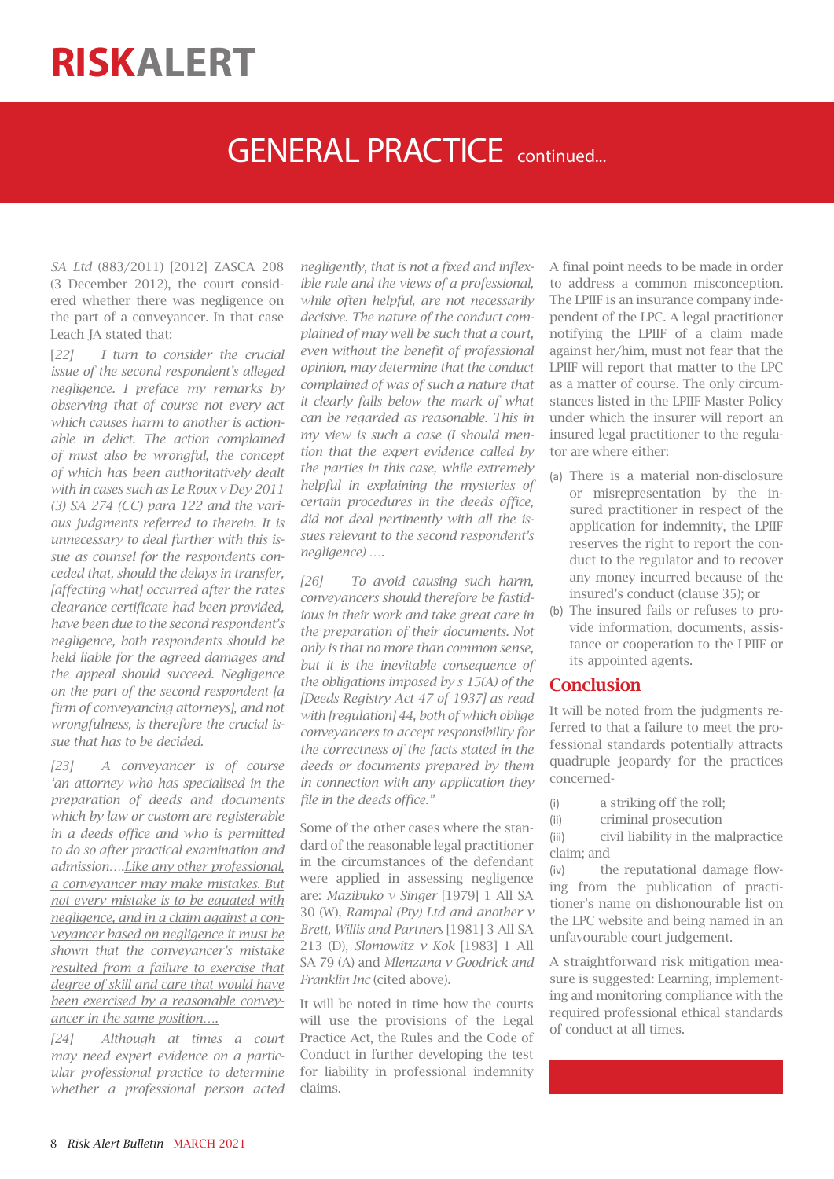# RISKALERT

## GENERAL PRACTICE continued...

*SA Ltd* (883/2011) [2012] ZASCA 208 (3 December 2012), the court considered whether there was negligence on the part of a conveyancer. In that case Leach JA stated that:

*[22] I turn to consider the crucial issue of the second respondent's alleged negligence. I preface my remarks by observing that of course not every act which causes harm to another is actionable in delict. The action complained of must also be wrongful, the concept of which has been authoritatively dealt with in cases such as Le Roux v Dey 2011 (3) SA 274 (CC) para 122 and the various judgments referred to therein. It is unnecessary to deal further with this issue as counsel for the respondents conceded that, should the delays in transfer, [affecting what] occurred after the rates clearance certificate had been provided, have been due to the second respondent's negligence, both respondents should be held liable for the agreed damages and the appeal should succeed. Negligence on the part of the second respondent [a firm of conveyancing attorneys], and not wrongfulness, is therefore the crucial issue that has to be decided.*

*[23] A conveyancer is of course 'an attorney who has specialised in the preparation of deeds and documents which by law or custom are registerable in a deeds office and who is permitted to do so after practical examination and admission….<u>Like any other professional, a conveyancer may make mistakes. But not every mistake is to be equated with negligence, and in a claim against a conveyancer based on negligence it must be shown that the conveyancer's mistake resulted from a failure to exercise that degree of skill and care that would have been exercised by a reasonable conveyancer in the same position</u>….*

*[24] Although at times a court may need expert evidence on a particular professional practice to determine whether a professional person acted negligently, that is not a fixed and inflexible rule and the views of a professional, while often helpful, are not necessarily decisive. The nature of the conduct complained of may well be such that a court, even without the benefit of professional opinion, may determine that the conduct complained of was of such a nature that it clearly falls below the mark of what can be regarded as reasonable. This in my view is such a case (I should mention that the expert evidence called by the parties in this case, while extremely helpful in explaining the mysteries of certain procedures in the deeds office, did not deal pertinently with all the issues relevant to the second respondent's negligence) ….*

*[26] To avoid causing such harm, conveyancers should therefore be fastidious in their work and take great care in the preparation of their documents. Not only is that no more than common sense, but it is the inevitable consequence of the obligations imposed by s 15(A) of the [Deeds Registry Act 47 of 1937] as read with [regulation] 44, both of which oblige conveyancers to accept responsibility for the correctness of the facts stated in the deeds or documents prepared by them in connection with any application they file in the deeds office."*

Some of the other cases where the standard of the reasonable legal practitioner in the circumstances of the defendant were applied in assessing negligence are: *Mazibuko v Singer* [1979] 1 All SA 30 (W), *Rampal (Pty) Ltd and another v Brett, Willis and Partners* [1981] 3 All SA 213 (D), *Slomowitz v Kok* [1983] 1 All SA 79 (A) and *Mlenzana v Goodrick and Franklin Inc* (cited above).

It will be noted in time how the courts will use the provisions of the Legal Practice Act, the Rules and the Code of Conduct in further developing the test for liability in professional indemnity claims.

A final point needs to be made in order to address a common misconception. The LPIIF is an insurance company independent of the LPC. A legal practitioner notifying the LPIIF of a claim made against her/him, must not fear that the LPIIF will report that matter to the LPC as a matter of course. The only circumstances listed in the LPIIF Master Policy under which the insurer will report an insured legal practitioner to the regulator are where either:

(a) There is a material non-disclosure or misrepresentation by the insured practitioner in respect of the application for indemnity, the LPIIF reserves the right to report the conduct to the regulator and to recover any money incurred because of the insured's conduct (clause 35); or
(b) The insured fails or refuses to provide information, documents, assistance or cooperation to the LPIIF or its appointed agents.

## Conclusion

It will be noted from the judgments referred to that a failure to meet the professional standards potentially attracts quadruple jeopardy for the practices concerned-

(i) a striking off the roll;
(ii) criminal prosecution
(iii) civil liability in the malpractice claim; and
(iv) the reputational damage flowing from the publication of practitioner's name on dishonourable list on the LPC website and being named in an unfavourable court judgement.

A straightforward risk mitigation measure is suggested: Learning, implementing and monitoring compliance with the required professional ethical standards of conduct at all times.